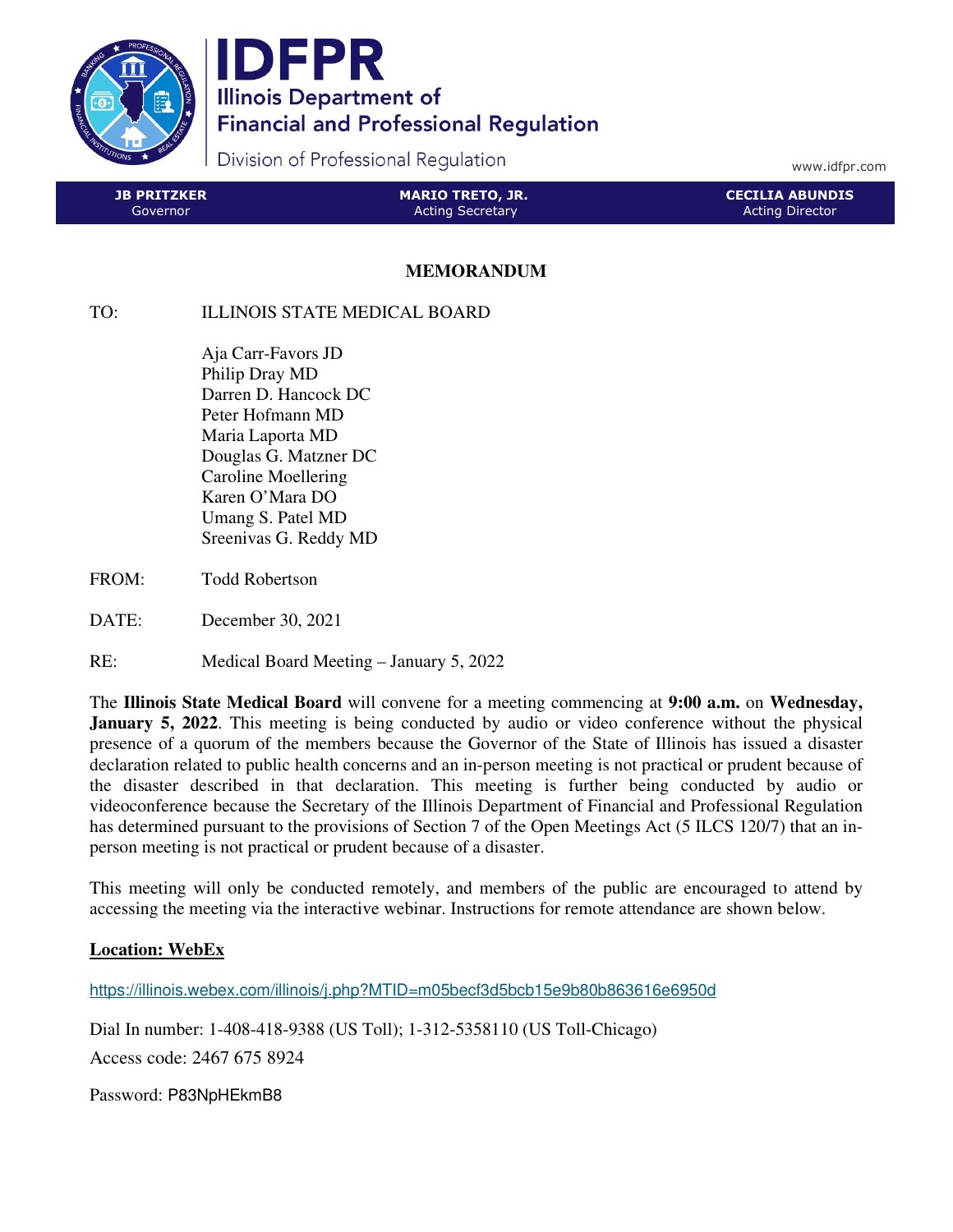# IDFPR

**Illinois Department of Financial and Professional Regulation**

Division of Professional Regulation

www.idfpr.com

| **JB PRITZKER** Governor | **MARIO TRETO, JR.** Acting Secretary | **CECILIA ABUNDIS** Acting Director |
|---|---|---|

## MEMORANDUM

TO: ILLINOIS STATE MEDICAL BOARD

Aja Carr-Favors JD
Philip Dray MD
Darren D. Hancock DC
Peter Hofmann MD
Maria Laporta MD
Douglas G. Matzner DC
Caroline Moellering
Karen O'Mara DO
Umang S. Patel MD
Sreenivas G. Reddy MD

FROM: Todd Robertson

DATE: December 30, 2021

RE: Medical Board Meeting – January 5, 2022

The **Illinois State Medical Board** will convene for a meeting commencing at **9:00 a.m.** on **Wednesday, January 5, 2022**. This meeting is being conducted by audio or video conference without the physical presence of a quorum of the members because the Governor of the State of Illinois has issued a disaster declaration related to public health concerns and an in-person meeting is not practical or prudent because of the disaster described in that declaration. This meeting is further being conducted by audio or videoconference because the Secretary of the Illinois Department of Financial and Professional Regulation has determined pursuant to the provisions of Section 7 of the Open Meetings Act (5 ILCS 120/7) that an in-person meeting is not practical or prudent because of a disaster.

This meeting will only be conducted remotely, and members of the public are encouraged to attend by accessing the meeting via the interactive webinar. Instructions for remote attendance are shown below.

**Location: WebEx**

https://illinois.webex.com/illinois/j.php?MTID=m05becf3d5bcb15e9b80b863616e6950d

Dial In number: 1-408-418-9388 (US Toll); 1-312-5358110 (US Toll-Chicago)

Access code: 2467 675 8924

Password: P83NpHEkmB8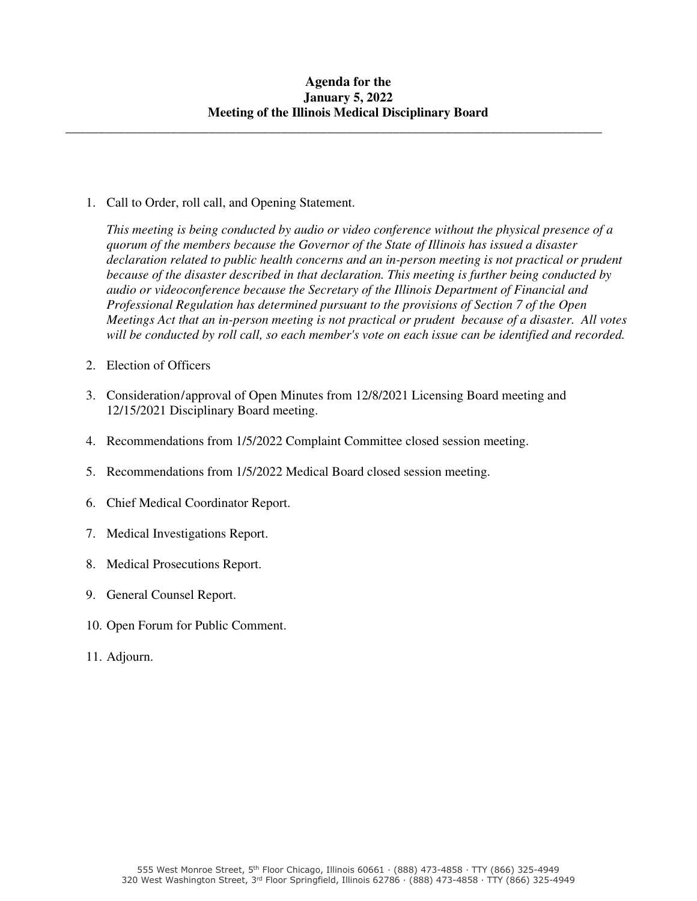**Agenda for the**
**January 5, 2022**
**Meeting of the Illinois Medical Disciplinary Board**

---

1. Call to Order, roll call, and Opening Statement.

   *This meeting is being conducted by audio or video conference without the physical presence of a quorum of the members because the Governor of the State of Illinois has issued a disaster declaration related to public health concerns and an in-person meeting is not practical or prudent because of the disaster described in that declaration. This meeting is further being conducted by audio or videoconference because the Secretary of the Illinois Department of Financial and Professional Regulation has determined pursuant to the provisions of Section 7 of the Open Meetings Act that an in-person meeting is not practical or prudent because of a disaster. All votes will be conducted by roll call, so each member's vote on each issue can be identified and recorded.*

2. Election of Officers

3. Consideration/approval of Open Minutes from 12/8/2021 Licensing Board meeting and 12/15/2021 Disciplinary Board meeting.

4. Recommendations from 1/5/2022 Complaint Committee closed session meeting.

5. Recommendations from 1/5/2022 Medical Board closed session meeting.

6. Chief Medical Coordinator Report.

7. Medical Investigations Report.

8. Medical Prosecutions Report.

9. General Counsel Report.

10. Open Forum for Public Comment.

11. Adjourn.

555 West Monroe Street, 5th Floor Chicago, Illinois 60661 · (888) 473-4858 · TTY (866) 325-4949
320 West Washington Street, 3rd Floor Springfield, Illinois 62786 · (888) 473-4858 · TTY (866) 325-4949